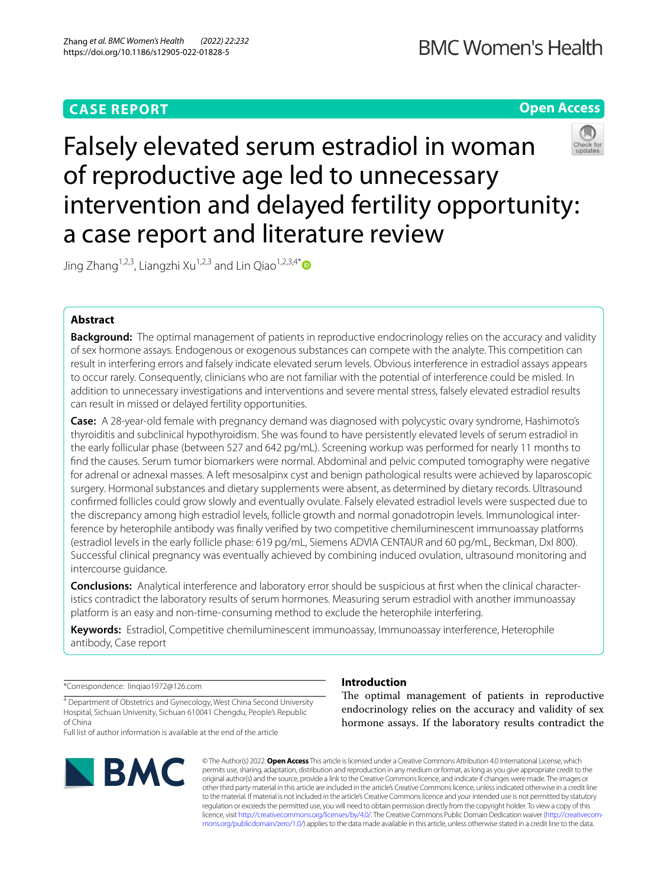CASE REPORT

Open Access

# Falsely elevated serum estradiol in woman of reproductive age led to unnecessary intervention and delayed fertility opportunity: a case report and literature review

Jing Zhang[1,2,3], Liangzhi Xu[1,2,3] and Lin Qiao[1,2,3,4*]

## Abstract

**Background:** The optimal management of patients in reproductive endocrinology relies on the accuracy and validity of sex hormone assays. Endogenous or exogenous substances can compete with the analyte. This competition can result in interfering errors and falsely indicate elevated serum levels. Obvious interference in estradiol assays appears to occur rarely. Consequently, clinicians who are not familiar with the potential of interference could be misled. In addition to unnecessary investigations and interventions and severe mental stress, falsely elevated estradiol results can result in missed or delayed fertility opportunities.

**Case:** A 28-year-old female with pregnancy demand was diagnosed with polycystic ovary syndrome, Hashimoto's thyroiditis and subclinical hypothyroidism. She was found to have persistently elevated levels of serum estradiol in the early follicular phase (between 527 and 642 pg/mL). Screening workup was performed for nearly 11 months to find the causes. Serum tumor biomarkers were normal. Abdominal and pelvic computed tomography were negative for adrenal or adnexal masses. A left mesosalpinx cyst and benign pathological results were achieved by laparoscopic surgery. Hormonal substances and dietary supplements were absent, as determined by dietary records. Ultrasound confirmed follicles could grow slowly and eventually ovulate. Falsely elevated estradiol levels were suspected due to the discrepancy among high estradiol levels, follicle growth and normal gonadotropin levels. Immunological interference by heterophile antibody was finally verified by two competitive chemiluminescent immunoassay platforms (estradiol levels in the early follicle phase: 619 pg/mL, Siemens ADVIA CENTAUR and 60 pg/mL, Beckman, DxI 800). Successful clinical pregnancy was eventually achieved by combining induced ovulation, ultrasound monitoring and intercourse guidance.

**Conclusions:** Analytical interference and laboratory error should be suspicious at first when the clinical characteristics contradict the laboratory results of serum hormones. Measuring serum estradiol with another immunoassay platform is an easy and non-time-consuming method to exclude the heterophile interfering.

**Keywords:** Estradiol, Competitive chemiluminescent immunoassay, Immunoassay interference, Heterophile antibody, Case report

*Correspondence: linqiao1972@126.com

[4] Department of Obstetrics and Gynecology, West China Second University Hospital, Sichuan University, Sichuan 610041 Chengdu, People's Republic of China

Full list of author information is available at the end of the article

## Introduction

The optimal management of patients in reproductive endocrinology relies on the accuracy and validity of sex hormone assays. If the laboratory results contradict the

© The Author(s) 2022. **Open Access** This article is licensed under a Creative Commons Attribution 4.0 International License, which permits use, sharing, adaptation, distribution and reproduction in any medium or format, as long as you give appropriate credit to the original author(s) and the source, provide a link to the Creative Commons licence, and indicate if changes were made. The images or other third party material in this article are included in the article's Creative Commons licence, unless indicated otherwise in a credit line to the material. If material is not included in the article's Creative Commons licence and your intended use is not permitted by statutory regulation or exceeds the permitted use, you will need to obtain permission directly from the copyright holder. To view a copy of this licence, visit http://creativecommons.org/licenses/by/4.0/. The Creative Commons Public Domain Dedication waiver (http://creativecommons.org/publicdomain/zero/1.0/) applies to the data made available in this article, unless otherwise stated in a credit line to the data.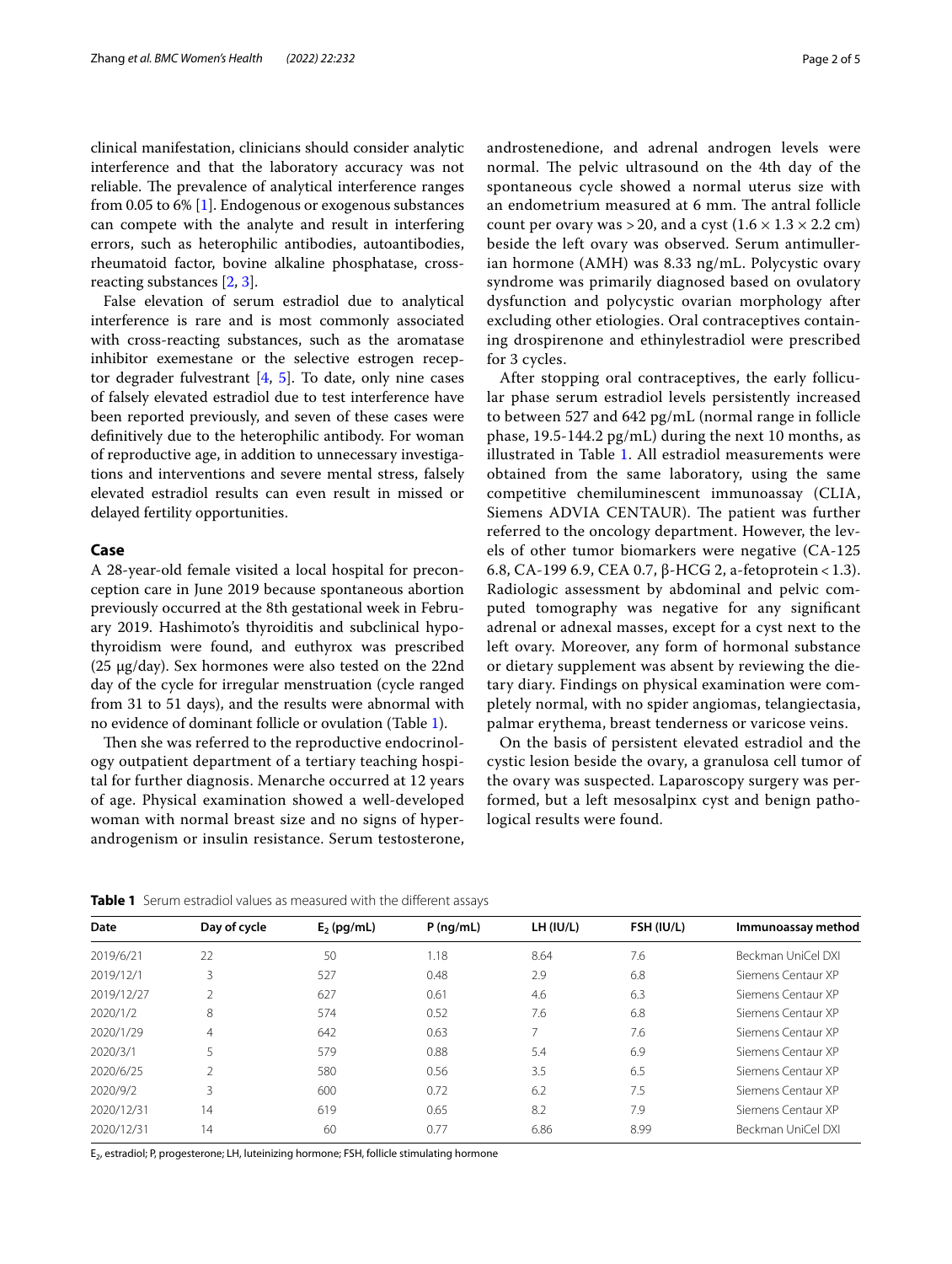clinical manifestation, clinicians should consider analytic interference and that the laboratory accuracy was not reliable. The prevalence of analytical interference ranges from 0.05 to 6% [1]. Endogenous or exogenous substances can compete with the analyte and result in interfering errors, such as heterophilic antibodies, autoantibodies, rheumatoid factor, bovine alkaline phosphatase, cross-reacting substances [2, 3].

False elevation of serum estradiol due to analytical interference is rare and is most commonly associated with cross-reacting substances, such as the aromatase inhibitor exemestane or the selective estrogen receptor degrader fulvestrant [4, 5]. To date, only nine cases of falsely elevated estradiol due to test interference have been reported previously, and seven of these cases were definitively due to the heterophilic antibody. For woman of reproductive age, in addition to unnecessary investigations and interventions and severe mental stress, falsely elevated estradiol results can even result in missed or delayed fertility opportunities.

## Case

A 28-year-old female visited a local hospital for preconception care in June 2019 because spontaneous abortion previously occurred at the 8th gestational week in February 2019. Hashimoto's thyroiditis and subclinical hypothyroidism were found, and euthyrox was prescribed (25 μg/day). Sex hormones were also tested on the 22nd day of the cycle for irregular menstruation (cycle ranged from 31 to 51 days), and the results were abnormal with no evidence of dominant follicle or ovulation (Table 1).

Then she was referred to the reproductive endocrinology outpatient department of a tertiary teaching hospital for further diagnosis. Menarche occurred at 12 years of age. Physical examination showed a well-developed woman with normal breast size and no signs of hyperandrogenism or insulin resistance. Serum testosterone, androstenedione, and adrenal androgen levels were normal. The pelvic ultrasound on the 4th day of the spontaneous cycle showed a normal uterus size with an endometrium measured at 6 mm. The antral follicle count per ovary was > 20, and a cyst (1.6 × 1.3 × 2.2 cm) beside the left ovary was observed. Serum antimullerian hormone (AMH) was 8.33 ng/mL. Polycystic ovary syndrome was primarily diagnosed based on ovulatory dysfunction and polycystic ovarian morphology after excluding other etiologies. Oral contraceptives containing drospirenone and ethinylestradiol were prescribed for 3 cycles.

After stopping oral contraceptives, the early follicular phase serum estradiol levels persistently increased to between 527 and 642 pg/mL (normal range in follicle phase, 19.5-144.2 pg/mL) during the next 10 months, as illustrated in Table 1. All estradiol measurements were obtained from the same laboratory, using the same competitive chemiluminescent immunoassay (CLIA, Siemens ADVIA CENTAUR). The patient was further referred to the oncology department. However, the levels of other tumor biomarkers were negative (CA-125 6.8, CA-199 6.9, CEA 0.7, β-HCG 2, a-fetoprotein < 1.3). Radiologic assessment by abdominal and pelvic computed tomography was negative for any significant adrenal or adnexal masses, except for a cyst next to the left ovary. Moreover, any form of hormonal substance or dietary supplement was absent by reviewing the dietary diary. Findings on physical examination were completely normal, with no spider angiomas, telangiectasia, palmar erythema, breast tenderness or varicose veins.

On the basis of persistent elevated estradiol and the cystic lesion beside the ovary, a granulosa cell tumor of the ovary was suspected. Laparoscopy surgery was performed, but a left mesosalpinx cyst and benign pathological results were found.

**Table 1** Serum estradiol values as measured with the different assays

| Date | Day of cycle | $E_2$ (pg/mL) | P (ng/mL) | LH (IU/L) | FSH (IU/L) | Immunoassay method |
|---|---|---|---|---|---|---|
| 2019/6/21 | 22 | 50 | 1.18 | 8.64 | 7.6 | Beckman UniCel DXI |
| 2019/12/1 | 3 | 527 | 0.48 | 2.9 | 6.8 | Siemens Centaur XP |
| 2019/12/27 | 2 | 627 | 0.61 | 4.6 | 6.3 | Siemens Centaur XP |
| 2020/1/2 | 8 | 574 | 0.52 | 7.6 | 6.8 | Siemens Centaur XP |
| 2020/1/29 | 4 | 642 | 0.63 | 7 | 7.6 | Siemens Centaur XP |
| 2020/3/1 | 5 | 579 | 0.88 | 5.4 | 6.9 | Siemens Centaur XP |
| 2020/6/25 | 2 | 580 | 0.56 | 3.5 | 6.5 | Siemens Centaur XP |
| 2020/9/2 | 3 | 600 | 0.72 | 6.2 | 7.5 | Siemens Centaur XP |
| 2020/12/31 | 14 | 619 | 0.65 | 8.2 | 7.9 | Siemens Centaur XP |
| 2020/12/31 | 14 | 60 | 0.77 | 6.86 | 8.99 | Beckman UniCel DXI |

$E_2$, estradiol; P, progesterone; LH, luteinizing hormone; FSH, follicle stimulating hormone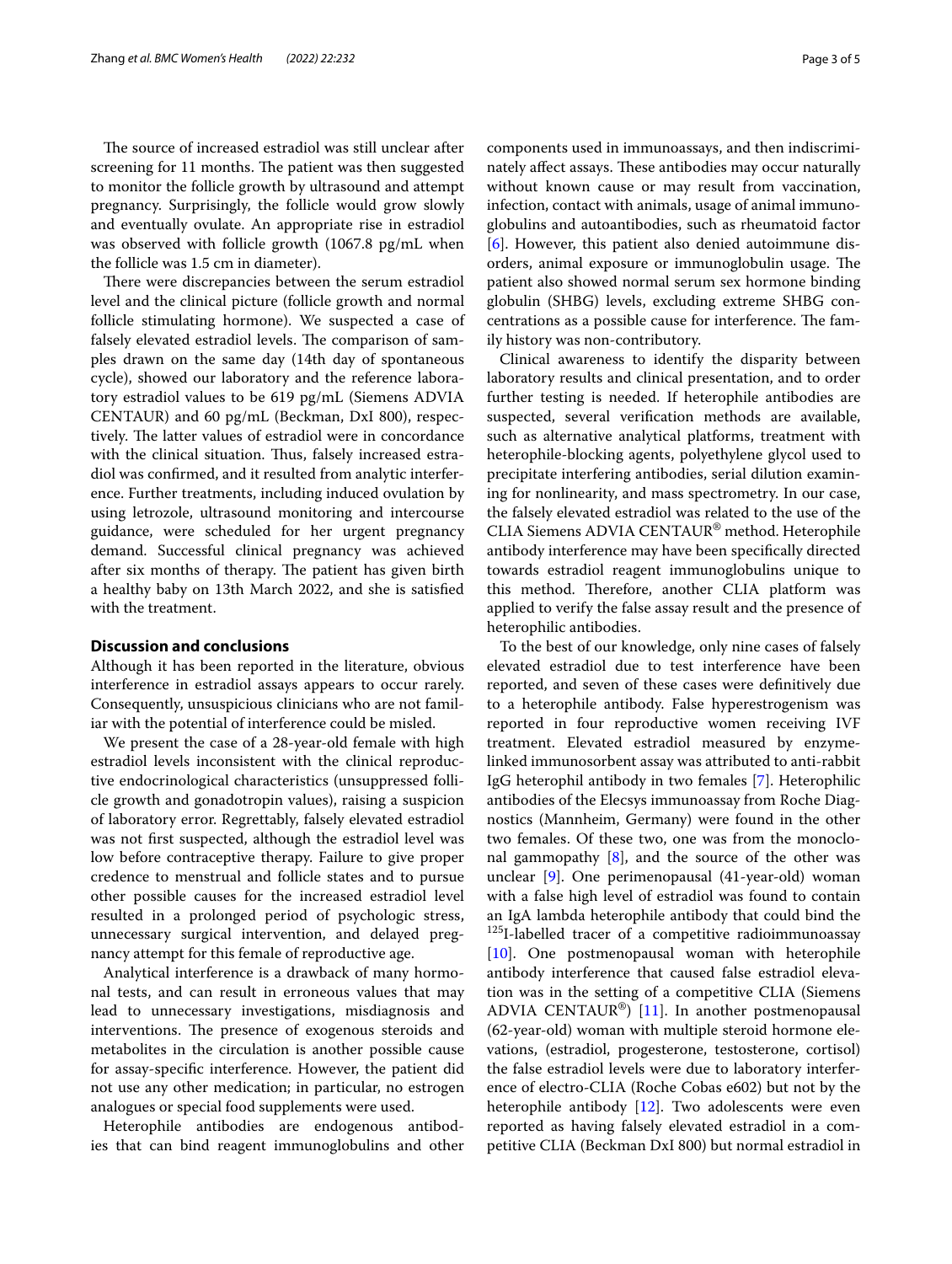The source of increased estradiol was still unclear after screening for 11 months. The patient was then suggested to monitor the follicle growth by ultrasound and attempt pregnancy. Surprisingly, the follicle would grow slowly and eventually ovulate. An appropriate rise in estradiol was observed with follicle growth (1067.8 pg/mL when the follicle was 1.5 cm in diameter).

There were discrepancies between the serum estradiol level and the clinical picture (follicle growth and normal follicle stimulating hormone). We suspected a case of falsely elevated estradiol levels. The comparison of samples drawn on the same day (14th day of spontaneous cycle), showed our laboratory and the reference laboratory estradiol values to be 619 pg/mL (Siemens ADVIA CENTAUR) and 60 pg/mL (Beckman, DxI 800), respectively. The latter values of estradiol were in concordance with the clinical situation. Thus, falsely increased estradiol was confirmed, and it resulted from analytic interference. Further treatments, including induced ovulation by using letrozole, ultrasound monitoring and intercourse guidance, were scheduled for her urgent pregnancy demand. Successful clinical pregnancy was achieved after six months of therapy. The patient has given birth a healthy baby on 13th March 2022, and she is satisfied with the treatment.

## Discussion and conclusions

Although it has been reported in the literature, obvious interference in estradiol assays appears to occur rarely. Consequently, unsuspicious clinicians who are not familiar with the potential of interference could be misled.

We present the case of a 28-year-old female with high estradiol levels inconsistent with the clinical reproductive endocrinological characteristics (unsuppressed follicle growth and gonadotropin values), raising a suspicion of laboratory error. Regrettably, falsely elevated estradiol was not first suspected, although the estradiol level was low before contraceptive therapy. Failure to give proper credence to menstrual and follicle states and to pursue other possible causes for the increased estradiol level resulted in a prolonged period of psychologic stress, unnecessary surgical intervention, and delayed pregnancy attempt for this female of reproductive age.

Analytical interference is a drawback of many hormonal tests, and can result in erroneous values that may lead to unnecessary investigations, misdiagnosis and interventions. The presence of exogenous steroids and metabolites in the circulation is another possible cause for assay-specific interference. However, the patient did not use any other medication; in particular, no estrogen analogues or special food supplements were used.

Heterophile antibodies are endogenous antibodies that can bind reagent immunoglobulins and other components used in immunoassays, and then indiscriminately affect assays. These antibodies may occur naturally without known cause or may result from vaccination, infection, contact with animals, usage of animal immunoglobulins and autoantibodies, such as rheumatoid factor [6]. However, this patient also denied autoimmune disorders, animal exposure or immunoglobulin usage. The patient also showed normal serum sex hormone binding globulin (SHBG) levels, excluding extreme SHBG concentrations as a possible cause for interference. The family history was non-contributory.

Clinical awareness to identify the disparity between laboratory results and clinical presentation, and to order further testing is needed. If heterophile antibodies are suspected, several verification methods are available, such as alternative analytical platforms, treatment with heterophile-blocking agents, polyethylene glycol used to precipitate interfering antibodies, serial dilution examining for nonlinearity, and mass spectrometry. In our case, the falsely elevated estradiol was related to the use of the CLIA Siemens ADVIA CENTAUR® method. Heterophile antibody interference may have been specifically directed towards estradiol reagent immunoglobulins unique to this method. Therefore, another CLIA platform was applied to verify the false assay result and the presence of heterophilic antibodies.

To the best of our knowledge, only nine cases of falsely elevated estradiol due to test interference have been reported, and seven of these cases were definitively due to a heterophile antibody. False hyperestrogenism was reported in four reproductive women receiving IVF treatment. Elevated estradiol measured by enzyme-linked immunosorbent assay was attributed to anti-rabbit IgG heterophil antibody in two females [7]. Heterophilic antibodies of the Elecsys immunoassay from Roche Diagnostics (Mannheim, Germany) were found in the other two females. Of these two, one was from the monoclonal gammopathy [8], and the source of the other was unclear [9]. One perimenopausal (41-year-old) woman with a false high level of estradiol was found to contain an IgA lambda heterophile antibody that could bind the $^{125}$I-labelled tracer of a competitive radioimmunoassay [10]. One postmenopausal woman with heterophile antibody interference that caused false estradiol elevation was in the setting of a competitive CLIA (Siemens ADVIA CENTAUR®) [11]. In another postmenopausal (62-year-old) woman with multiple steroid hormone elevations, (estradiol, progesterone, testosterone, cortisol) the false estradiol levels were due to laboratory interference of electro-CLIA (Roche Cobas e602) but not by the heterophile antibody [12]. Two adolescents were even reported as having falsely elevated estradiol in a competitive CLIA (Beckman DxI 800) but normal estradiol in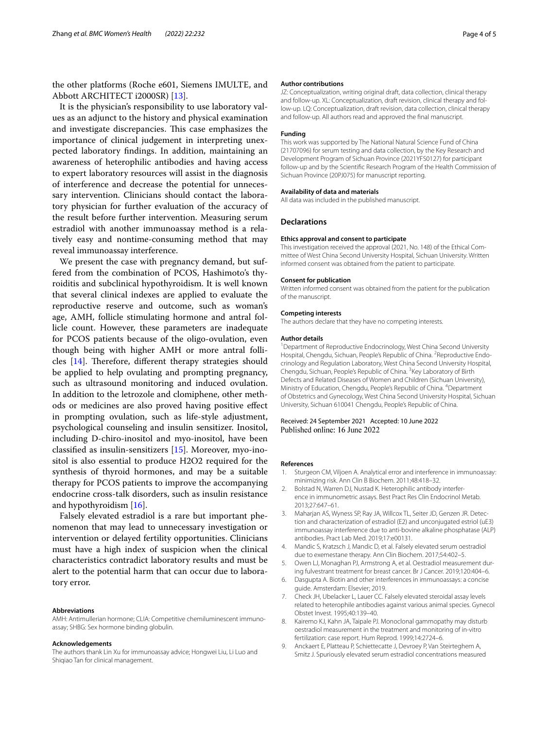the other platforms (Roche e601, Siemens IMULTE, and Abbott ARCHITECT i2000SR) [13].

It is the physician's responsibility to use laboratory values as an adjunct to the history and physical examination and investigate discrepancies. This case emphasizes the importance of clinical judgement in interpreting unexpected laboratory findings. In addition, maintaining an awareness of heterophilic antibodies and having access to expert laboratory resources will assist in the diagnosis of interference and decrease the potential for unnecessary intervention. Clinicians should contact the laboratory physician for further evaluation of the accuracy of the result before further intervention. Measuring serum estradiol with another immunoassay method is a relatively easy and nontime-consuming method that may reveal immunoassay interference.

We present the case with pregnancy demand, but suffered from the combination of PCOS, Hashimoto's thyroiditis and subclinical hypothyroidism. It is well known that several clinical indexes are applied to evaluate the reproductive reserve and outcome, such as woman's age, AMH, follicle stimulating hormone and antral follicle count. However, these parameters are inadequate for PCOS patients because of the oligo-ovulation, even though being with higher AMH or more antral follicles [14]. Therefore, different therapy strategies should be applied to help ovulating and prompting pregnancy, such as ultrasound monitoring and induced ovulation. In addition to the letrozole and clomiphene, other methods or medicines are also proved having positive effect in prompting ovulation, such as life-style adjustment, psychological counseling and insulin sensitizer. Inositol, including D-chiro-inositol and myo-inositol, have been classified as insulin-sensitizers [15]. Moreover, myo-inositol is also essential to produce $H_2O_2$ required for the synthesis of thyroid hormones, and may be a suitable therapy for PCOS patients to improve the accompanying endocrine cross-talk disorders, such as insulin resistance and hypothyroidism [16].

Falsely elevated estradiol is a rare but important phenomenon that may lead to unnecessary investigation or intervention or delayed fertility opportunities. Clinicians must have a high index of suspicion when the clinical characteristics contradict laboratory results and must be alert to the potential harm that can occur due to laboratory error.

#### Abbreviations
AMH: Antimullerian hormone; CLIA: Competitive chemiluminescent immunoassay; SHBG: Sex hormone binding globulin.

#### Acknowledgements
The authors thank Lin Xu for immunoassay advice; Hongwei Liu, Li Luo and Shiqiao Tan for clinical management.

#### Author contributions
JZ: Conceptualization, writing original draft, data collection, clinical therapy and follow-up. XL: Conceptualization, draft revision, clinical therapy and follow-up. LQ: Conceptualization, draft revision, data collection, clinical therapy and follow-up. All authors read and approved the final manuscript.

#### Funding
This work was supported by The National Natural Science Fund of China (21707096) for serum testing and data collection, by the Key Research and Development Program of Sichuan Province (2021YFS0127) for participant follow-up and by the Scientific Research Program of the Health Commission of Sichuan Province (20PJ075) for manuscript reporting.

#### Availability of data and materials
All data was included in the published manuscript.

### Declarations

#### Ethics approval and consent to participate
This investigation received the approval (2021, No. 148) of the Ethical Committee of West China Second University Hospital, Sichuan University. Written informed consent was obtained from the patient to participate.

#### Consent for publication
Written informed consent was obtained from the patient for the publication of the manuscript.

#### Competing interests
The authors declare that they have no competing interests.

#### Author details
[1]Department of Reproductive Endocrinology, West China Second University Hospital, Chengdu, Sichuan, People's Republic of China. [2]Reproductive Endocrinology and Regulation Laboratory, West China Second University Hospital, Chengdu, Sichuan, People's Republic of China. [3]Key Laboratory of Birth Defects and Related Diseases of Women and Children (Sichuan University), Ministry of Education, Chengdu, People's Republic of China. [4]Department of Obstetrics and Gynecology, West China Second University Hospital, Sichuan University, Sichuan 610041 Chengdu, People's Republic of China.

Received: 24 September 2021 Accepted: 10 June 2022
Published online: 16 June 2022

#### References
1. Sturgeon CM, Viljoen A. Analytical error and interference in immunoassay: minimizing risk. Ann Clin B Biochem. 2011;48:418–32.
2. Bolstad N, Warren DJ, Nustad K. Heterophilic antibody interference in immunometric assays. Best Pract Res Clin Endocrinol Metab. 2013;27:647–61.
3. Maharjan AS, Wyness SP, Ray JA, Willcox TL, Seiter JD, Genzen JR. Detection and characterization of estradiol (E2) and unconjugated estriol (uE3) immunoassay interference due to anti-bovine alkaline phosphatase (ALP) antibodies. Pract Lab Med. 2019;17:e00131.
4. Mandic S, Kratzsch J, Mandic D, et al. Falsely elevated serum oestradiol due to exemestane therapy. Ann Clin Biochem. 2017;54:402–5.
5. Owen LJ, Monaghan PJ, Armstrong A, et al. Oestradiol measurement during fulvestrant treatment for breast cancer. Br J Cancer. 2019;120:404–6.
6. Dasgupta A. Biotin and other interferences in immunoassays: a concise guide. Amsterdam: Elsevier; 2019.
7. Check JH, Ubelacker L, Lauer CC. Falsely elevated steroidal assay levels related to heterophile antibodies against various animal species. Gynecol Obstet Invest. 1995;40:139–40.
8. Kairemo KJ, Kahn JA, Taipale PJ. Monoclonal gammopathy may disturb oestradiol measurement in the treatment and monitoring of in-vitro fertilization: case report. Hum Reprod. 1999;14:2724–6.
9. Anckaert E, Platteau P, Schiettecatte J, Devroey P, Van Steirteghem A, Smitz J. Spuriously elevated serum estradiol concentrations measured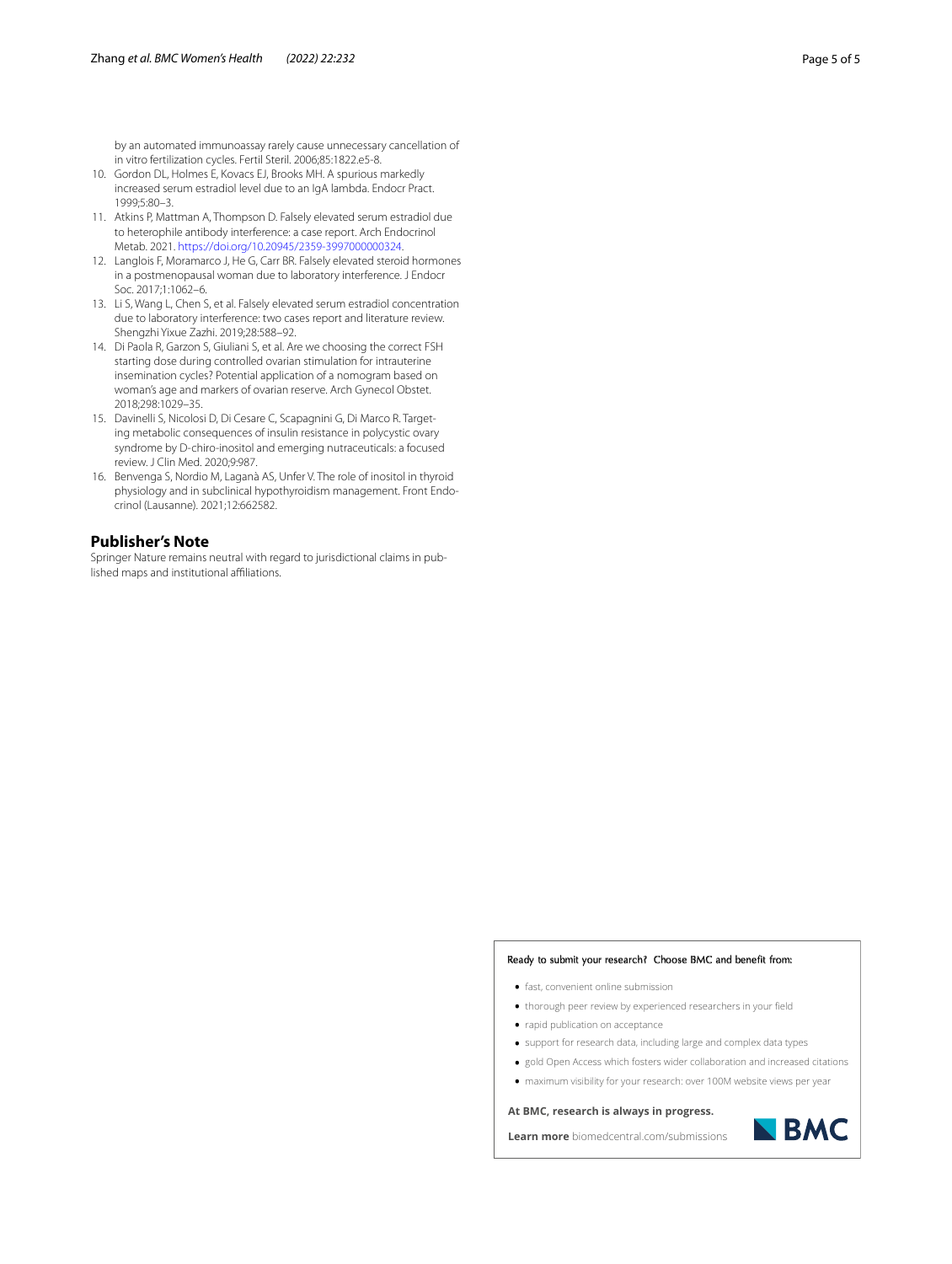by an automated immunoassay rarely cause unnecessary cancellation of in vitro fertilization cycles. Fertil Steril. 2006;85:1822.e5-8.

10. Gordon DL, Holmes E, Kovacs EJ, Brooks MH. A spurious markedly increased serum estradiol level due to an IgA lambda. Endocr Pract. 1999;5:80–3.
11. Atkins P, Mattman A, Thompson D. Falsely elevated serum estradiol due to heterophile antibody interference: a case report. Arch Endocrinol Metab. 2021. https://doi.org/10.20945/2359-3997000000324.
12. Langlois F, Moramarco J, He G, Carr BR. Falsely elevated steroid hormones in a postmenopausal woman due to laboratory interference. J Endocr Soc. 2017;1:1062–6.
13. Li S, Wang L, Chen S, et al. Falsely elevated serum estradiol concentration due to laboratory interference: two cases report and literature review. Shengzhi Yixue Zazhi. 2019;28:588–92.
14. Di Paola R, Garzon S, Giuliani S, et al. Are we choosing the correct FSH starting dose during controlled ovarian stimulation for intrauterine insemination cycles? Potential application of a nomogram based on woman's age and markers of ovarian reserve. Arch Gynecol Obstet. 2018;298:1029–35.
15. Davinelli S, Nicolosi D, Di Cesare C, Scapagnini G, Di Marco R. Targeting metabolic consequences of insulin resistance in polycystic ovary syndrome by D-chiro-inositol and emerging nutraceuticals: a focused review. J Clin Med. 2020;9:987.
16. Benvenga S, Nordio M, Laganà AS, Unfer V. The role of inositol in thyroid physiology and in subclinical hypothyroidism management. Front Endocrinol (Lausanne). 2021;12:662582.

## Publisher's Note

Springer Nature remains neutral with regard to jurisdictional claims in published maps and institutional affiliations.

Ready to submit your research? Choose BMC and benefit from:

- fast, convenient online submission
- thorough peer review by experienced researchers in your field
- rapid publication on acceptance
- support for research data, including large and complex data types
- gold Open Access which fosters wider collaboration and increased citations
- maximum visibility for your research: over 100M website views per year

**At BMC, research is always in progress.**

**Learn more** biomedcentral.com/submissions

BMC